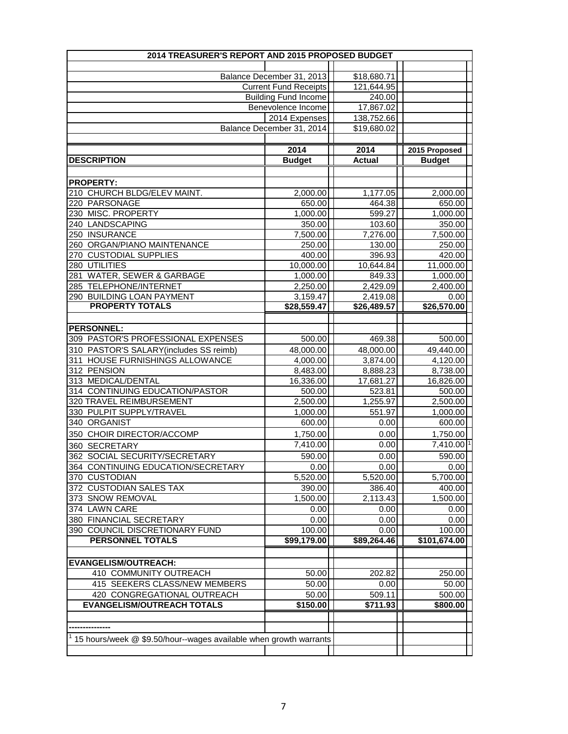# 2014 TREASURER'S REPORT AND 2015 PROPOSED BUDGET

| | |
|---|---|
| Balance December 31, 2013 | $18,680.71 |
| Current Fund Receipts | 121,644.95 |
| Building Fund Income | 240.00 |
| Benevolence Income | 17,867.02 |
| 2014 Expenses | 138,752.66 |
| Balance December 31, 2014 | $19,680.02 |

| DESCRIPTION | 2014 Budget | 2014 Actual | 2015 Proposed Budget |
|---|---|---|---|
| **PROPERTY:** | | | |
| 210 CHURCH BLDG/ELEV MAINT. | 2,000.00 | 1,177.05 | 2,000.00 |
| 220 PARSONAGE | 650.00 | 464.38 | 650.00 |
| 230 MISC. PROPERTY | 1,000.00 | 599.27 | 1,000.00 |
| 240 LANDSCAPING | 350.00 | 103.60 | 350.00 |
| 250 INSURANCE | 7,500.00 | 7,276.00 | 7,500.00 |
| 260 ORGAN/PIANO MAINTENANCE | 250.00 | 130.00 | 250.00 |
| 270 CUSTODIAL SUPPLIES | 400.00 | 396.93 | 420.00 |
| 280 UTILITIES | 10,000.00 | 10,644.84 | 11,000.00 |
| 281 WATER, SEWER & GARBAGE | 1,000.00 | 849.33 | 1,000.00 |
| 285 TELEPHONE/INTERNET | 2,250.00 | 2,429.09 | 2,400.00 |
| 290 BUILDING LOAN PAYMENT | 3,159.47 | 2,419.08 | 0.00 |
| **PROPERTY TOTALS** | **$28,559.47** | **$26,489.57** | **$26,570.00** |
| **PERSONNEL:** | | | |
| 309 PASTOR'S PROFESSIONAL EXPENSES | 500.00 | 469.38 | 500.00 |
| 310 PASTOR'S SALARY(includes SS reimb) | 48,000.00 | 48,000.00 | 49,440.00 |
| 311 HOUSE FURNISHINGS ALLOWANCE | 4,000.00 | 3,874.00 | 4,120.00 |
| 312 PENSION | 8,483.00 | 8,888.23 | 8,738.00 |
| 313 MEDICAL/DENTAL | 16,336.00 | 17,681.27 | 16,826.00 |
| 314 CONTINUING EDUCATION/PASTOR | 500.00 | 523.81 | 500.00 |
| 320 TRAVEL REIMBURSEMENT | 2,500.00 | 1,255.97 | 2,500.00 |
| 330 PULPIT SUPPLY/TRAVEL | 1,000.00 | 551.97 | 1,000.00 |
| 340 ORGANIST | 600.00 | 0.00 | 600.00 |
| 350 CHOIR DIRECTOR/ACCOMP | 1,750.00 | 0.00 | 1,750.00 |
| 360 SECRETARY | 7,410.00 | 0.00 | 7,410.00 [1] |
| 362 SOCIAL SECURITY/SECRETARY | 590.00 | 0.00 | 590.00 |
| 364 CONTINUING EDUCATION/SECRETARY | 0.00 | 0.00 | 0.00 |
| 370 CUSTODIAN | 5,520.00 | 5,520.00 | 5,700.00 |
| 372 CUSTODIAN SALES TAX | 390.00 | 386.40 | 400.00 |
| 373 SNOW REMOVAL | 1,500.00 | 2,113.43 | 1,500.00 |
| 374 LAWN CARE | 0.00 | 0.00 | 0.00 |
| 380 FINANCIAL SECRETARY | 0.00 | 0.00 | 0.00 |
| 390 COUNCIL DISCRETIONARY FUND | 100.00 | 0.00 | 100.00 |
| **PERSONNEL TOTALS** | **$99,179.00** | **$89,264.46** | **$101,674.00** |
| **EVANGELISM/OUTREACH:** | | | |
| 410 COMMUNITY OUTREACH | 50.00 | 202.82 | 250.00 |
| 415 SEEKERS CLASS/NEW MEMBERS | 50.00 | 0.00 | 50.00 |
| 420 CONGREGATIONAL OUTREACH | 50.00 | 509.11 | 500.00 |
| **EVANGELISM/OUTREACH TOTALS** | **$150.00** | **$711.93** | **$800.00** |

---------------

[1] 15 hours/week @ $9.50/hour--wages available when growth warrants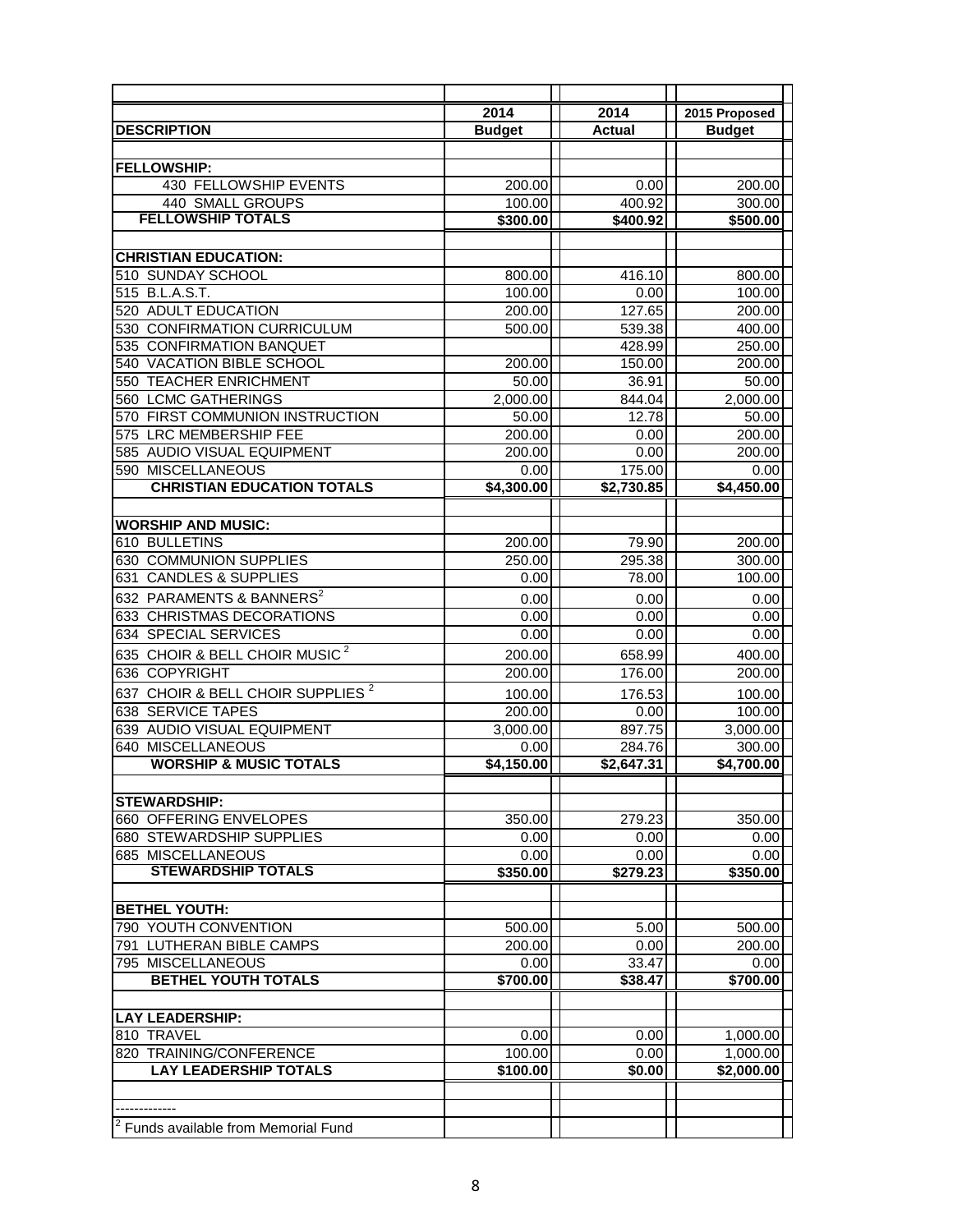| DESCRIPTION | 2014 Budget | 2014 Actual | 2015 Proposed Budget |
|---|---|---|---|
| **FELLOWSHIP:** | | | |
| 430 FELLOWSHIP EVENTS | 200.00 | 0.00 | 200.00 |
| 440 SMALL GROUPS | 100.00 | 400.92 | 300.00 |
| **FELLOWSHIP TOTALS** | **\$300.00** | **\$400.92** | **\$500.00** |
| **CHRISTIAN EDUCATION:** | | | |
| 510 SUNDAY SCHOOL | 800.00 | 416.10 | 800.00 |
| 515 B.L.A.S.T. | 100.00 | 0.00 | 100.00 |
| 520 ADULT EDUCATION | 200.00 | 127.65 | 200.00 |
| 530 CONFIRMATION CURRICULUM | 500.00 | 539.38 | 400.00 |
| 535 CONFIRMATION BANQUET | | 428.99 | 250.00 |
| 540 VACATION BIBLE SCHOOL | 200.00 | 150.00 | 200.00 |
| 550 TEACHER ENRICHMENT | 50.00 | 36.91 | 50.00 |
| 560 LCMC GATHERINGS | 2,000.00 | 844.04 | 2,000.00 |
| 570 FIRST COMMUNION INSTRUCTION | 50.00 | 12.78 | 50.00 |
| 575 LRC MEMBERSHIP FEE | 200.00 | 0.00 | 200.00 |
| 585 AUDIO VISUAL EQUIPMENT | 200.00 | 0.00 | 200.00 |
| 590 MISCELLANEOUS | 0.00 | 175.00 | 0.00 |
| **CHRISTIAN EDUCATION TOTALS** | **\$4,300.00** | **\$2,730.85** | **\$4,450.00** |
| **WORSHIP AND MUSIC:** | | | |
| 610 BULLETINS | 200.00 | 79.90 | 200.00 |
| 630 COMMUNION SUPPLIES | 250.00 | 295.38 | 300.00 |
| 631 CANDLES & SUPPLIES | 0.00 | 78.00 | 100.00 |
| 632 PARAMENTS & BANNERS[2] | 0.00 | 0.00 | 0.00 |
| 633 CHRISTMAS DECORATIONS | 0.00 | 0.00 | 0.00 |
| 634 SPECIAL SERVICES | 0.00 | 0.00 | 0.00 |
| 635 CHOIR & BELL CHOIR MUSIC [2] | 200.00 | 658.99 | 400.00 |
| 636 COPYRIGHT | 200.00 | 176.00 | 200.00 |
| 637 CHOIR & BELL CHOIR SUPPLIES [2] | 100.00 | 176.53 | 100.00 |
| 638 SERVICE TAPES | 200.00 | 0.00 | 100.00 |
| 639 AUDIO VISUAL EQUIPMENT | 3,000.00 | 897.75 | 3,000.00 |
| 640 MISCELLANEOUS | 0.00 | 284.76 | 300.00 |
| **WORSHIP & MUSIC TOTALS** | **\$4,150.00** | **\$2,647.31** | **\$4,700.00** |
| **STEWARDSHIP:** | | | |
| 660 OFFERING ENVELOPES | 350.00 | 279.23 | 350.00 |
| 680 STEWARDSHIP SUPPLIES | 0.00 | 0.00 | 0.00 |
| 685 MISCELLANEOUS | 0.00 | 0.00 | 0.00 |
| **STEWARDSHIP TOTALS** | **\$350.00** | **\$279.23** | **\$350.00** |
| **BETHEL YOUTH:** | | | |
| 790 YOUTH CONVENTION | 500.00 | 5.00 | 500.00 |
| 791 LUTHERAN BIBLE CAMPS | 200.00 | 0.00 | 200.00 |
| 795 MISCELLANEOUS | 0.00 | 33.47 | 0.00 |
| **BETHEL YOUTH TOTALS** | **\$700.00** | **\$38.47** | **\$700.00** |
| **LAY LEADERSHIP:** | | | |
| 810 TRAVEL | 0.00 | 0.00 | 1,000.00 |
| 820 TRAINING/CONFERENCE | 100.00 | 0.00 | 1,000.00 |
| **LAY LEADERSHIP TOTALS** | **\$100.00** | **\$0.00** | **\$2,000.00** |

-------------

[2] Funds available from Memorial Fund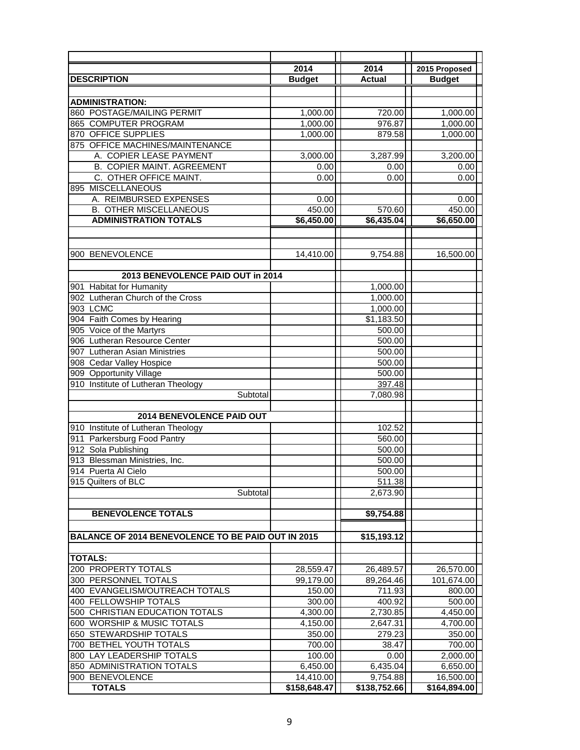| DESCRIPTION | 2014 Budget | 2014 Actual | 2015 Proposed Budget |
|---|---|---|---|
| **ADMINISTRATION:** | | | |
| 860 POSTAGE/MAILING PERMIT | 1,000.00 | 720.00 | 1,000.00 |
| 865 COMPUTER PROGRAM | 1,000.00 | 976.87 | 1,000.00 |
| 870 OFFICE SUPPLIES | 1,000.00 | 879.58 | 1,000.00 |
| 875 OFFICE MACHINES/MAINTENANCE | | | |
| A. COPIER LEASE PAYMENT | 3,000.00 | 3,287.99 | 3,200.00 |
| B. COPIER MAINT. AGREEMENT | 0.00 | 0.00 | 0.00 |
| C. OTHER OFFICE MAINT. | 0.00 | 0.00 | 0.00 |
| 895 MISCELLANEOUS | | | |
| A. REIMBURSED EXPENSES | 0.00 | | 0.00 |
| B. OTHER MISCELLANEOUS | 450.00 | 570.60 | 450.00 |
| **ADMINISTRATION TOTALS** | **$6,450.00** | **$6,435.04** | **$6,650.00** |
| | | | |
| 900 BENEVOLENCE | 14,410.00 | 9,754.88 | 16,500.00 |
| | | | |
| **2013 BENEVOLENCE PAID OUT in 2014** | | | |
| 901 Habitat for Humanity | | 1,000.00 | |
| 902 Lutheran Church of the Cross | | 1,000.00 | |
| 903 LCMC | | 1,000.00 | |
| 904 Faith Comes by Hearing | | $1,183.50 | |
| 905 Voice of the Martyrs | | 500.00 | |
| 906 Lutheran Resource Center | | 500.00 | |
| 907 Lutheran Asian Ministries | | 500.00 | |
| 908 Cedar Valley Hospice | | 500.00 | |
| 909 Opportunity Village | | 500.00 | |
| 910 Institute of Lutheran Theology | | 397.48 | |
| Subtotal | | 7,080.98 | |
| | | | |
| **2014 BENEVOLENCE PAID OUT** | | | |
| 910 Institute of Lutheran Theology | | 102.52 | |
| 911 Parkersburg Food Pantry | | 560.00 | |
| 912 Sola Publishing | | 500.00 | |
| 913 Blessman Ministries, Inc. | | 500.00 | |
| 914 Puerta Al Cielo | | 500.00 | |
| 915 Quilters of BLC | | 511.38 | |
| Subtotal | | 2,673.90 | |
| | | | |
| **BENEVOLENCE TOTALS** | | **$9,754.88** | |
| | | | |
| **BALANCE OF 2014 BENEVOLENCE TO BE PAID OUT IN 2015** | | **$15,193.12** | |
| | | | |
| **TOTALS:** | | | |
| 200 PROPERTY TOTALS | 28,559.47 | 26,489.57 | 26,570.00 |
| 300 PERSONNEL TOTALS | 99,179.00 | 89,264.46 | 101,674.00 |
| 400 EVANGELISM/OUTREACH TOTALS | 150.00 | 711.93 | 800.00 |
| 400 FELLOWSHIP TOTALS | 300.00 | 400.92 | 500.00 |
| 500 CHRISTIAN EDUCATION TOTALS | 4,300.00 | 2,730.85 | 4,450.00 |
| 600 WORSHIP & MUSIC TOTALS | 4,150.00 | 2,647.31 | 4,700.00 |
| 650 STEWARDSHIP TOTALS | 350.00 | 279.23 | 350.00 |
| 700 BETHEL YOUTH TOTALS | 700.00 | 38.47 | 700.00 |
| 800 LAY LEADERSHIP TOTALS | 100.00 | 0.00 | 2,000.00 |
| 850 ADMINISTRATION TOTALS | 6,450.00 | 6,435.04 | 6,650.00 |
| 900 BENEVOLENCE | 14,410.00 | 9,754.88 | 16,500.00 |
| **TOTALS** | **$158,648.47** | **$138,752.66** | **$164,894.00** |